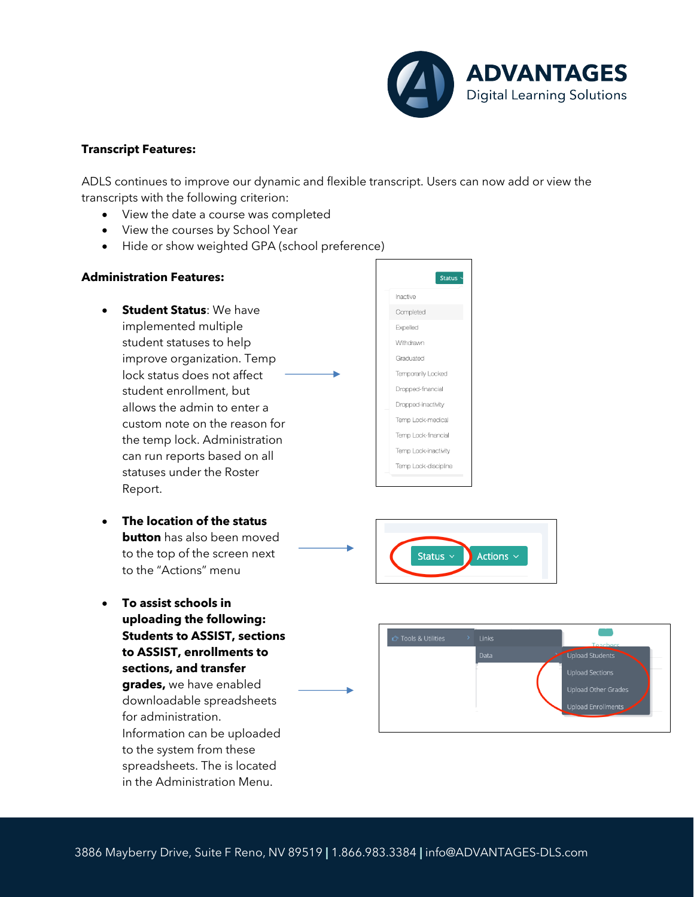**Transcript Features:**

ADLS continues to improve our dynamic and flexible transcript. Users can now add or view the transcripts with the following criterion:

- View the date a course was completed
- View the courses by School Year
- Hide or show weighted GPA (school preference)

**Administration Features:**

- **Student Status**: We have implemented multiple student statuses to help improve organization. Temp lock status does not affect student enrollment, but allows the admin to enter a custom note on the reason for the temp lock. Administration can run reports based on all statuses under the Roster Report.

- **The location of the status button** has also been moved to the top of the screen next to the "Actions" menu

- **To assist schools in uploading the following: Students to ASSIST, sections to ASSIST, enrollments to sections, and transfer grades,** we have enabled downloadable spreadsheets for administration. Information can be uploaded to the system from these spreadsheets. The is located in the Administration Menu.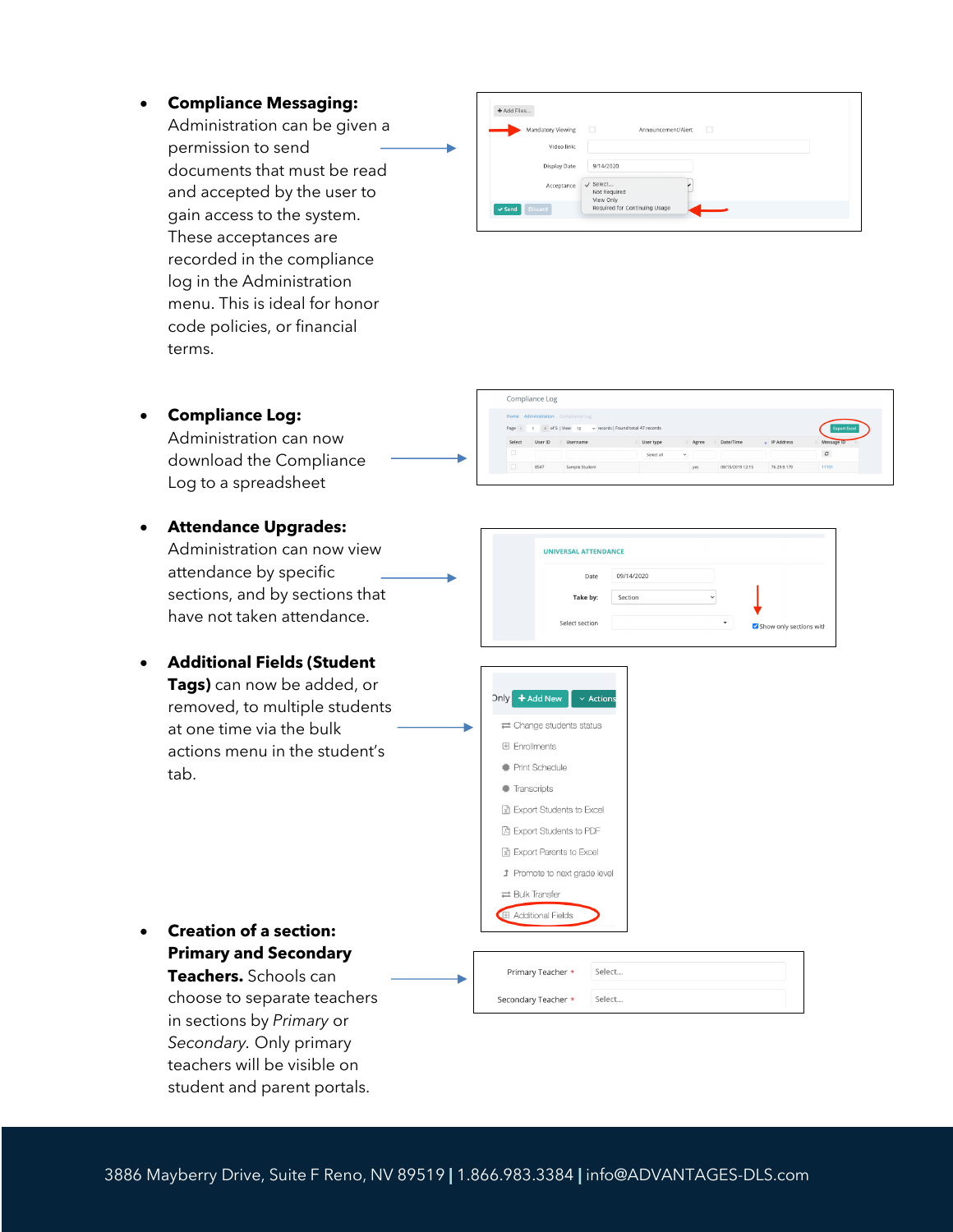- **Compliance Messaging:** Administration can be given a permission to send documents that must be read and accepted by the user to gain access to the system. These acceptances are recorded in the compliance log in the Administration menu. This is ideal for honor code policies, or financial terms.

- **Compliance Log:** Administration can now download the Compliance Log to a spreadsheet

- **Attendance Upgrades:** Administration can now view attendance by specific sections, and by sections that have not taken attendance.

- **Additional Fields (Student Tags)** can now be added, or removed, to multiple students at one time via the bulk actions menu in the student's tab.

- **Creation of a section: Primary and Secondary Teachers.** Schools can choose to separate teachers in sections by *Primary* or *Secondary*. Only primary teachers will be visible on student and parent portals.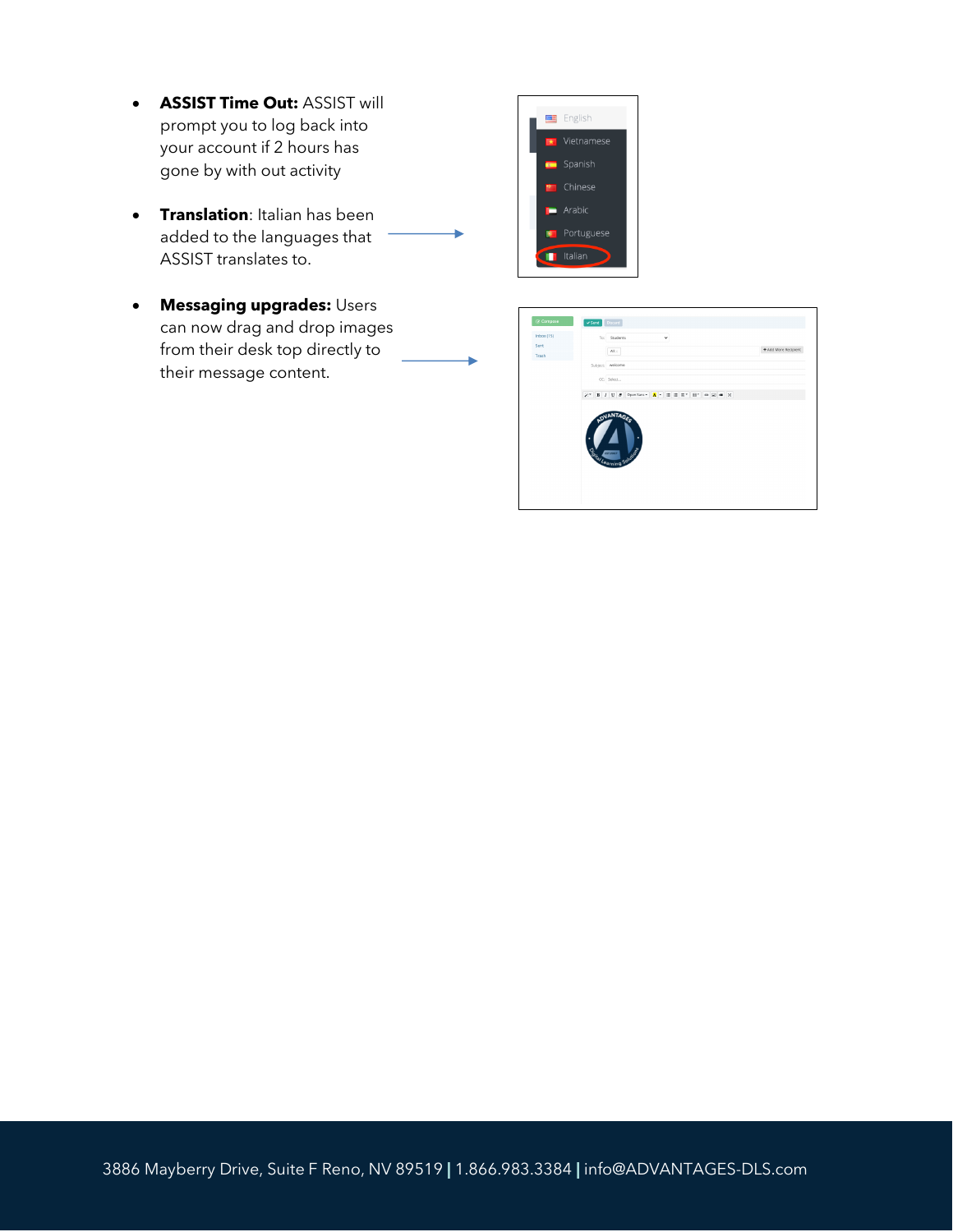- **ASSIST Time Out:** ASSIST will prompt you to log back into your account if 2 hours has gone by with out activity
- **Translation**: Italian has been added to the languages that ASSIST translates to.
- **Messaging upgrades:** Users can now drag and drop images from their desk top directly to their message content.